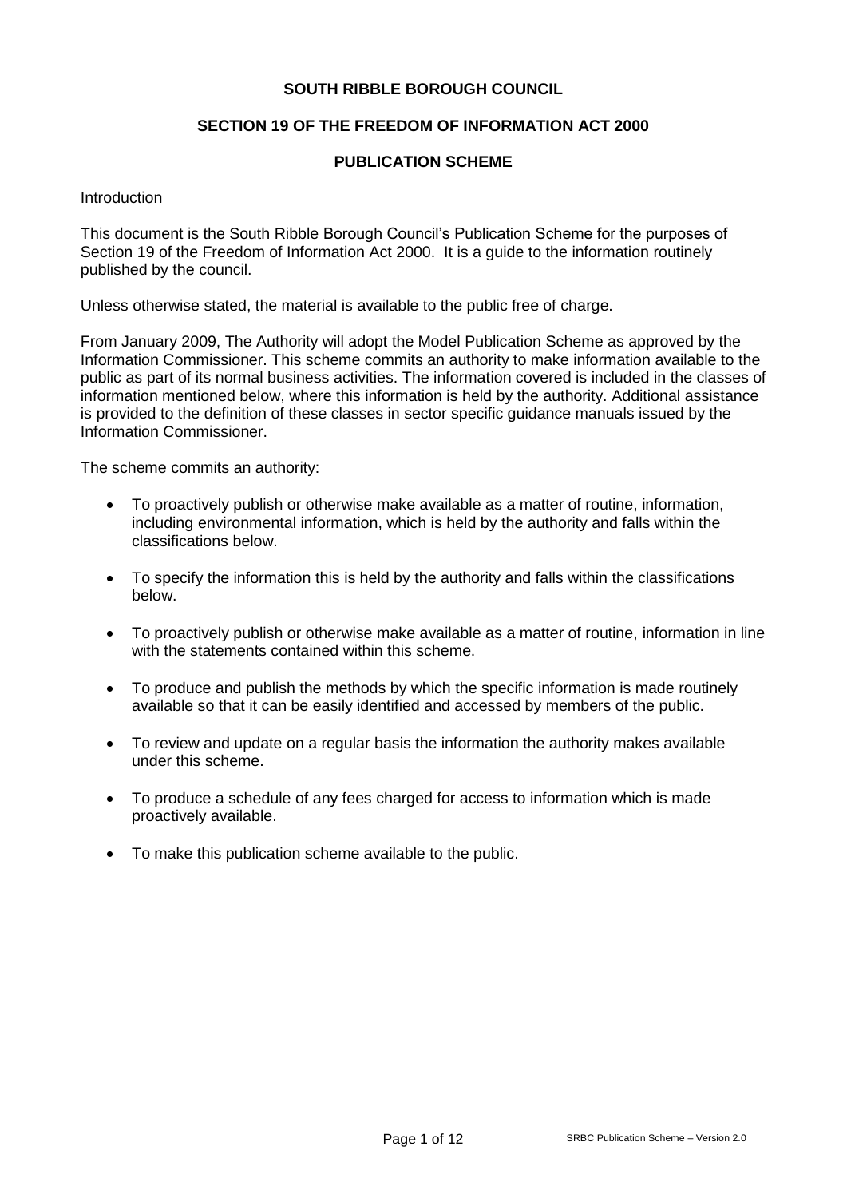**SOUTH RIBBLE BOROUGH COUNCIL**

**SECTION 19 OF THE FREEDOM OF INFORMATION ACT 2000**

**PUBLICATION SCHEME**

Introduction

This document is the South Ribble Borough Council's Publication Scheme for the purposes of Section 19 of the Freedom of Information Act 2000. It is a guide to the information routinely published by the council.

Unless otherwise stated, the material is available to the public free of charge.

From January 2009, The Authority will adopt the Model Publication Scheme as approved by the Information Commissioner. This scheme commits an authority to make information available to the public as part of its normal business activities. The information covered is included in the classes of information mentioned below, where this information is held by the authority. Additional assistance is provided to the definition of these classes in sector specific guidance manuals issued by the Information Commissioner.

The scheme commits an authority:

- To proactively publish or otherwise make available as a matter of routine, information, including environmental information, which is held by the authority and falls within the classifications below.
- To specify the information this is held by the authority and falls within the classifications below.
- To proactively publish or otherwise make available as a matter of routine, information in line with the statements contained within this scheme.
- To produce and publish the methods by which the specific information is made routinely available so that it can be easily identified and accessed by members of the public.
- To review and update on a regular basis the information the authority makes available under this scheme.
- To produce a schedule of any fees charged for access to information which is made proactively available.
- To make this publication scheme available to the public.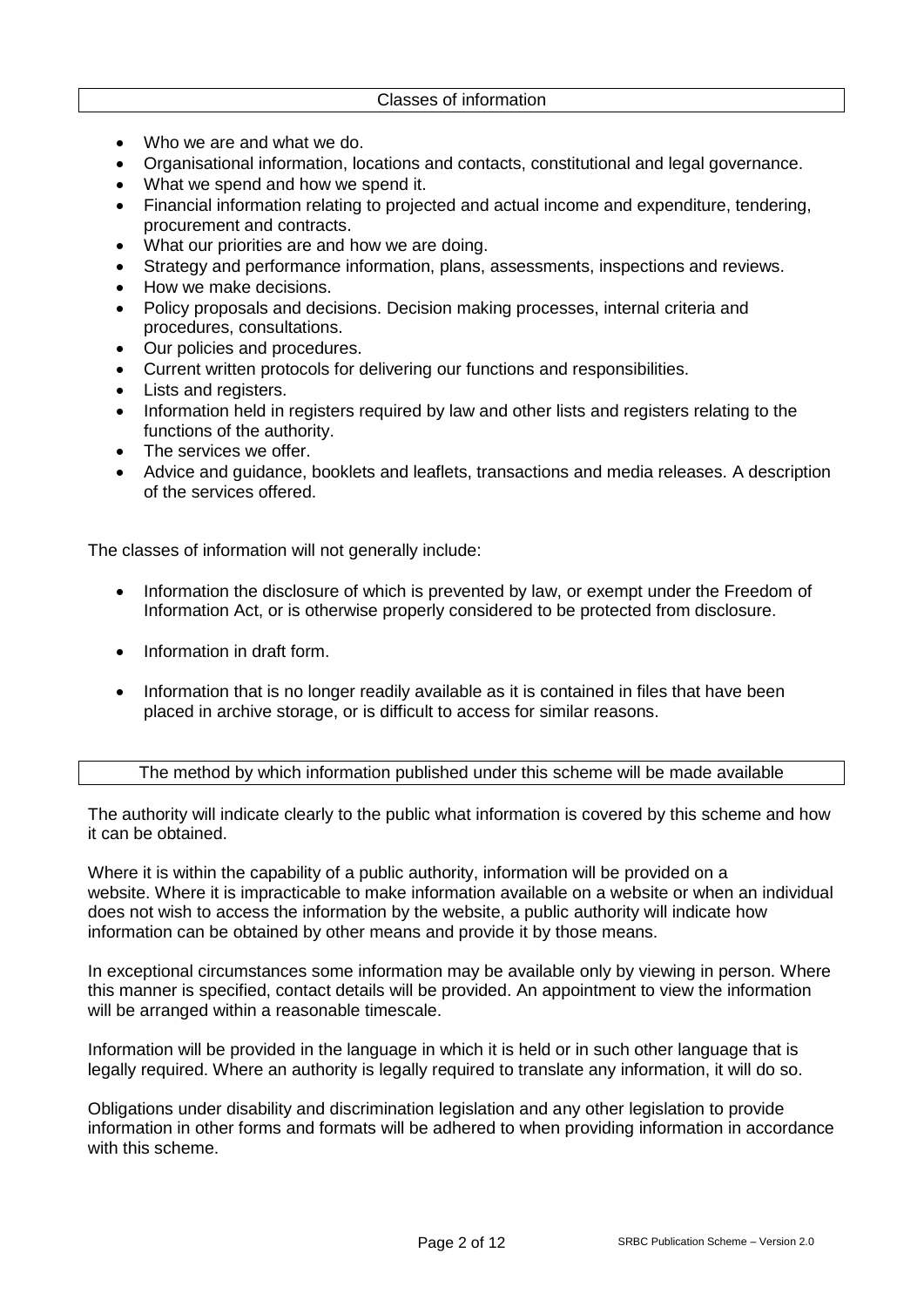## Classes of information

- Who we are and what we do.
- Organisational information, locations and contacts, constitutional and legal governance.
- What we spend and how we spend it.
- Financial information relating to projected and actual income and expenditure, tendering, procurement and contracts.
- What our priorities are and how we are doing.
- Strategy and performance information, plans, assessments, inspections and reviews.
- How we make decisions.
- Policy proposals and decisions. Decision making processes, internal criteria and procedures, consultations.
- Our policies and procedures.
- Current written protocols for delivering our functions and responsibilities.
- Lists and registers.
- Information held in registers required by law and other lists and registers relating to the functions of the authority.
- The services we offer.
- Advice and guidance, booklets and leaflets, transactions and media releases. A description of the services offered.

The classes of information will not generally include:

- Information the disclosure of which is prevented by law, or exempt under the Freedom of Information Act, or is otherwise properly considered to be protected from disclosure.
- Information in draft form.
- Information that is no longer readily available as it is contained in files that have been placed in archive storage, or is difficult to access for similar reasons.

## The method by which information published under this scheme will be made available

The authority will indicate clearly to the public what information is covered by this scheme and how it can be obtained.

Where it is within the capability of a public authority, information will be provided on a website. Where it is impracticable to make information available on a website or when an individual does not wish to access the information by the website, a public authority will indicate how information can be obtained by other means and provide it by those means.

In exceptional circumstances some information may be available only by viewing in person. Where this manner is specified, contact details will be provided. An appointment to view the information will be arranged within a reasonable timescale.

Information will be provided in the language in which it is held or in such other language that is legally required. Where an authority is legally required to translate any information, it will do so.

Obligations under disability and discrimination legislation and any other legislation to provide information in other forms and formats will be adhered to when providing information in accordance with this scheme.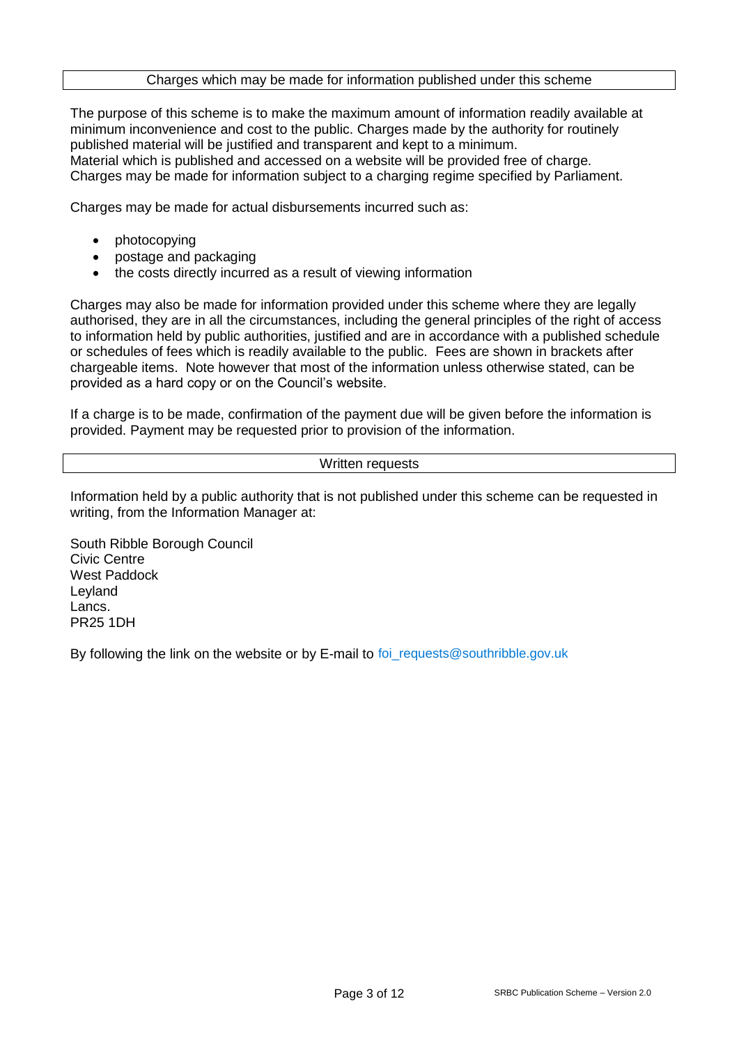## Charges which may be made for information published under this scheme

The purpose of this scheme is to make the maximum amount of information readily available at minimum inconvenience and cost to the public. Charges made by the authority for routinely published material will be justified and transparent and kept to a minimum.
Material which is published and accessed on a website will be provided free of charge.
Charges may be made for information subject to a charging regime specified by Parliament.

Charges may be made for actual disbursements incurred such as:

- photocopying
- postage and packaging
- the costs directly incurred as a result of viewing information

Charges may also be made for information provided under this scheme where they are legally authorised, they are in all the circumstances, including the general principles of the right of access to information held by public authorities, justified and are in accordance with a published schedule or schedules of fees which is readily available to the public. Fees are shown in brackets after chargeable items. Note however that most of the information unless otherwise stated, can be provided as a hard copy or on the Council's website.

If a charge is to be made, confirmation of the payment due will be given before the information is provided. Payment may be requested prior to provision of the information.

## Written requests

Information held by a public authority that is not published under this scheme can be requested in writing, from the Information Manager at:

South Ribble Borough Council
Civic Centre
West Paddock
Leyland
Lancs.
PR25 1DH

By following the link on the website or by E-mail to foi_requests@southribble.gov.uk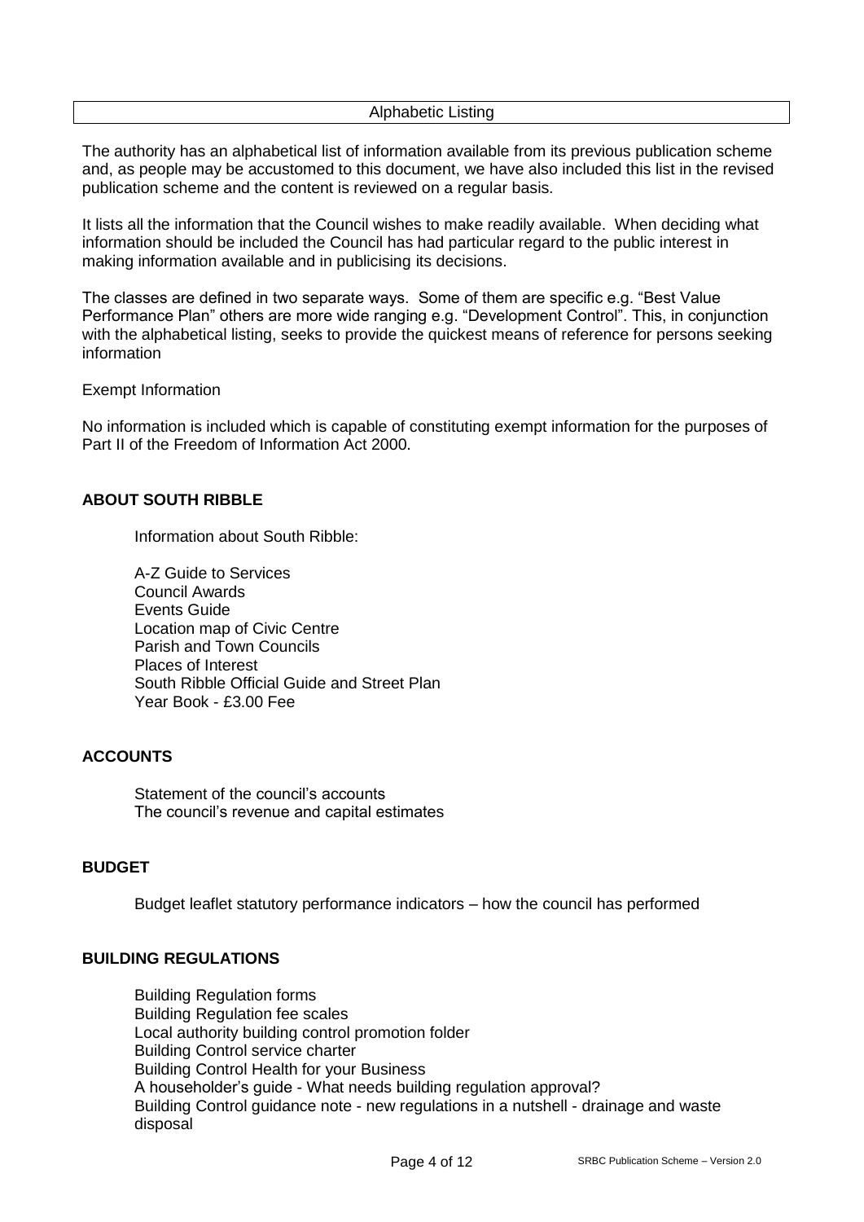## Alphabetic Listing

The authority has an alphabetical list of information available from its previous publication scheme and, as people may be accustomed to this document, we have also included this list in the revised publication scheme and the content is reviewed on a regular basis.

It lists all the information that the Council wishes to make readily available. When deciding what information should be included the Council has had particular regard to the public interest in making information available and in publicising its decisions.

The classes are defined in two separate ways. Some of them are specific e.g. "Best Value Performance Plan" others are more wide ranging e.g. "Development Control". This, in conjunction with the alphabetical listing, seeks to provide the quickest means of reference for persons seeking information

Exempt Information

No information is included which is capable of constituting exempt information for the purposes of Part II of the Freedom of Information Act 2000.

**ABOUT SOUTH RIBBLE**

Information about South Ribble:

A-Z Guide to Services  
Council Awards  
Events Guide  
Location map of Civic Centre  
Parish and Town Councils  
Places of Interest  
South Ribble Official Guide and Street Plan  
Year Book - £3.00 Fee

**ACCOUNTS**

Statement of the council's accounts  
The council's revenue and capital estimates

**BUDGET**

Budget leaflet statutory performance indicators – how the council has performed

**BUILDING REGULATIONS**

Building Regulation forms  
Building Regulation fee scales  
Local authority building control promotion folder  
Building Control service charter  
Building Control Health for your Business  
A householder's guide - What needs building regulation approval?  
Building Control guidance note - new regulations in a nutshell - drainage and waste disposal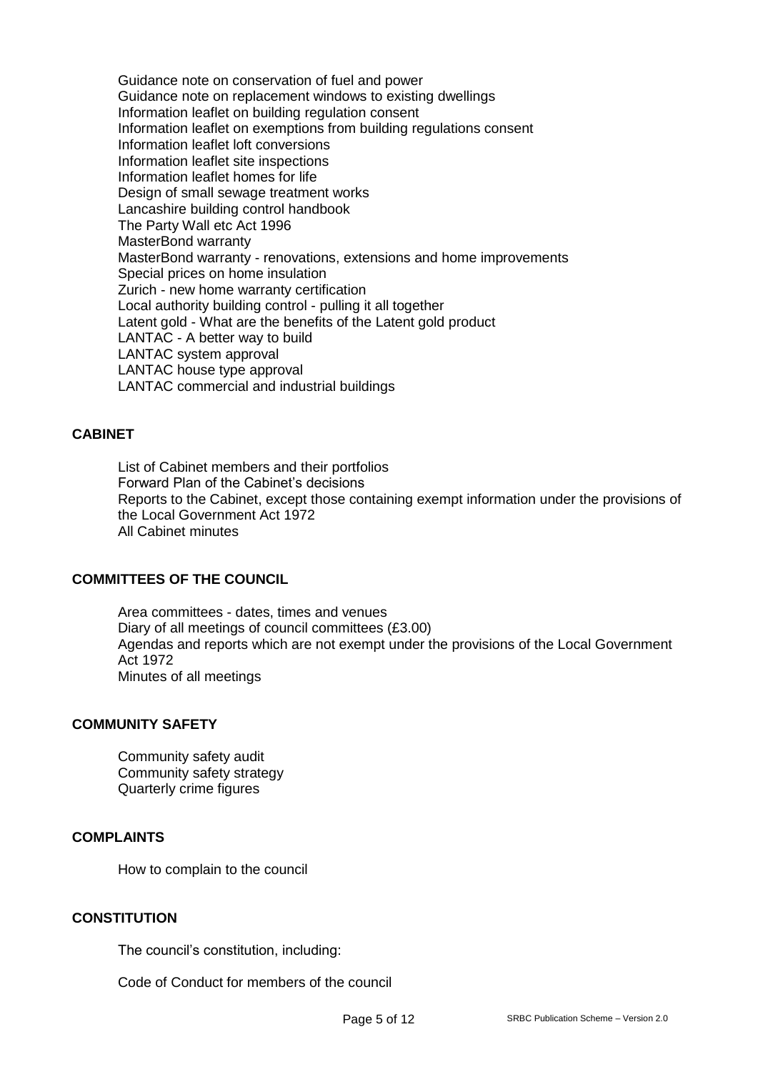Guidance note on conservation of fuel and power
Guidance note on replacement windows to existing dwellings
Information leaflet on building regulation consent
Information leaflet on exemptions from building regulations consent
Information leaflet loft conversions
Information leaflet site inspections
Information leaflet homes for life
Design of small sewage treatment works
Lancashire building control handbook
The Party Wall etc Act 1996
MasterBond warranty
MasterBond warranty - renovations, extensions and home improvements
Special prices on home insulation
Zurich - new home warranty certification
Local authority building control - pulling it all together
Latent gold - What are the benefits of the Latent gold product
LANTAC - A better way to build
LANTAC system approval
LANTAC house type approval
LANTAC commercial and industrial buildings

## CABINET

List of Cabinet members and their portfolios
Forward Plan of the Cabinet's decisions
Reports to the Cabinet, except those containing exempt information under the provisions of the Local Government Act 1972
All Cabinet minutes

## COMMITTEES OF THE COUNCIL

Area committees - dates, times and venues
Diary of all meetings of council committees (£3.00)
Agendas and reports which are not exempt under the provisions of the Local Government Act 1972
Minutes of all meetings

## COMMUNITY SAFETY

Community safety audit
Community safety strategy
Quarterly crime figures

## COMPLAINTS

How to complain to the council

## CONSTITUTION

The council's constitution, including:

Code of Conduct for members of the council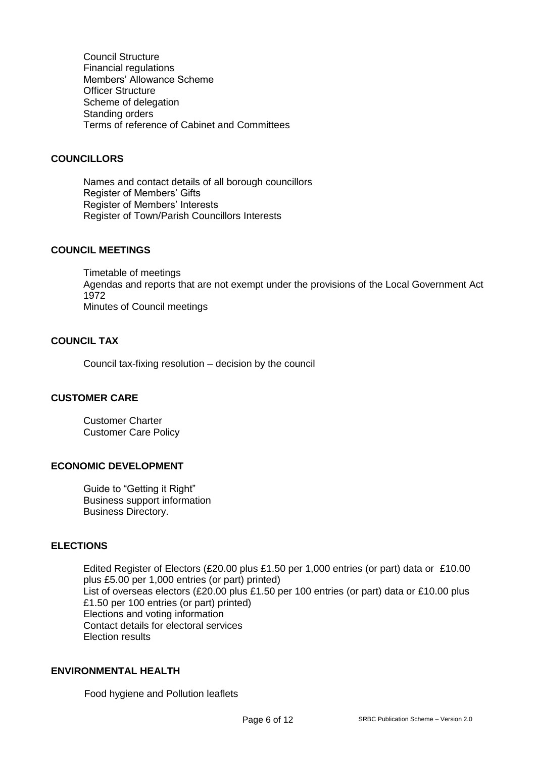Council Structure
Financial regulations
Members' Allowance Scheme
Officer Structure
Scheme of delegation
Standing orders
Terms of reference of Cabinet and Committees

## COUNCILLORS

Names and contact details of all borough councillors
Register of Members' Gifts
Register of Members' Interests
Register of Town/Parish Councillors Interests

## COUNCIL MEETINGS

Timetable of meetings
Agendas and reports that are not exempt under the provisions of the Local Government Act 1972
Minutes of Council meetings

## COUNCIL TAX

Council tax-fixing resolution – decision by the council

## CUSTOMER CARE

Customer Charter
Customer Care Policy

## ECONOMIC DEVELOPMENT

Guide to "Getting it Right"
Business support information
Business Directory.

## ELECTIONS

Edited Register of Electors (£20.00 plus £1.50 per 1,000 entries (or part) data or £10.00 plus £5.00 per 1,000 entries (or part) printed)
List of overseas electors (£20.00 plus £1.50 per 100 entries (or part) data or £10.00 plus £1.50 per 100 entries (or part) printed)
Elections and voting information
Contact details for electoral services
Election results

## ENVIRONMENTAL HEALTH

Food hygiene and Pollution leaflets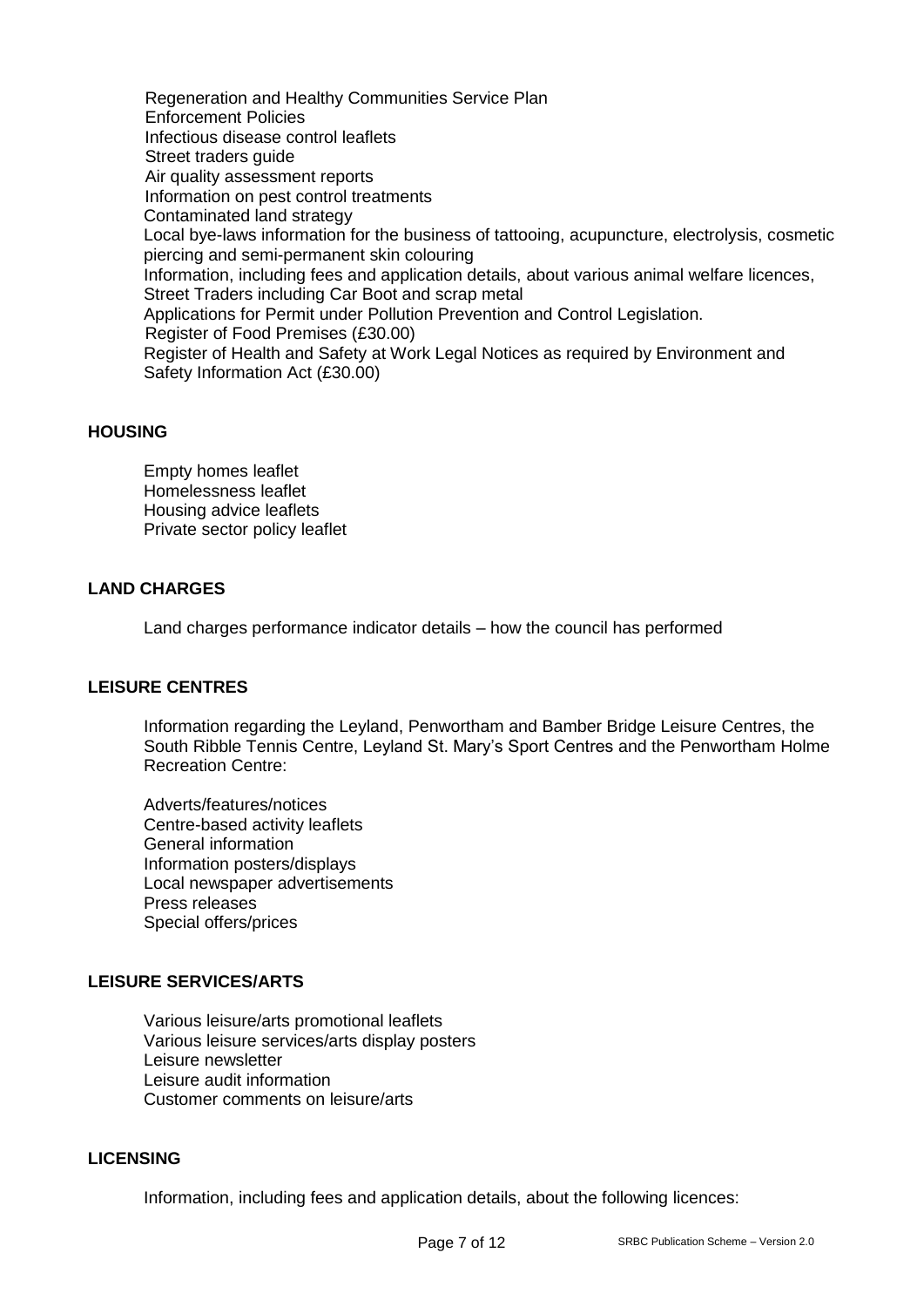Regeneration and Healthy Communities Service Plan
Enforcement Policies
Infectious disease control leaflets
Street traders guide
Air quality assessment reports
Information on pest control treatments
Contaminated land strategy
Local bye-laws information for the business of tattooing, acupuncture, electrolysis, cosmetic piercing and semi-permanent skin colouring
Information, including fees and application details, about various animal welfare licences, Street Traders including Car Boot and scrap metal
Applications for Permit under Pollution Prevention and Control Legislation.
Register of Food Premises (£30.00)
Register of Health and Safety at Work Legal Notices as required by Environment and Safety Information Act (£30.00)

## HOUSING

Empty homes leaflet
Homelessness leaflet
Housing advice leaflets
Private sector policy leaflet

## LAND CHARGES

Land charges performance indicator details – how the council has performed

## LEISURE CENTRES

Information regarding the Leyland, Penwortham and Bamber Bridge Leisure Centres, the South Ribble Tennis Centre, Leyland St. Mary's Sport Centres and the Penwortham Holme Recreation Centre:

Adverts/features/notices
Centre-based activity leaflets
General information
Information posters/displays
Local newspaper advertisements
Press releases
Special offers/prices

## LEISURE SERVICES/ARTS

Various leisure/arts promotional leaflets
Various leisure services/arts display posters
Leisure newsletter
Leisure audit information
Customer comments on leisure/arts

## LICENSING

Information, including fees and application details, about the following licences: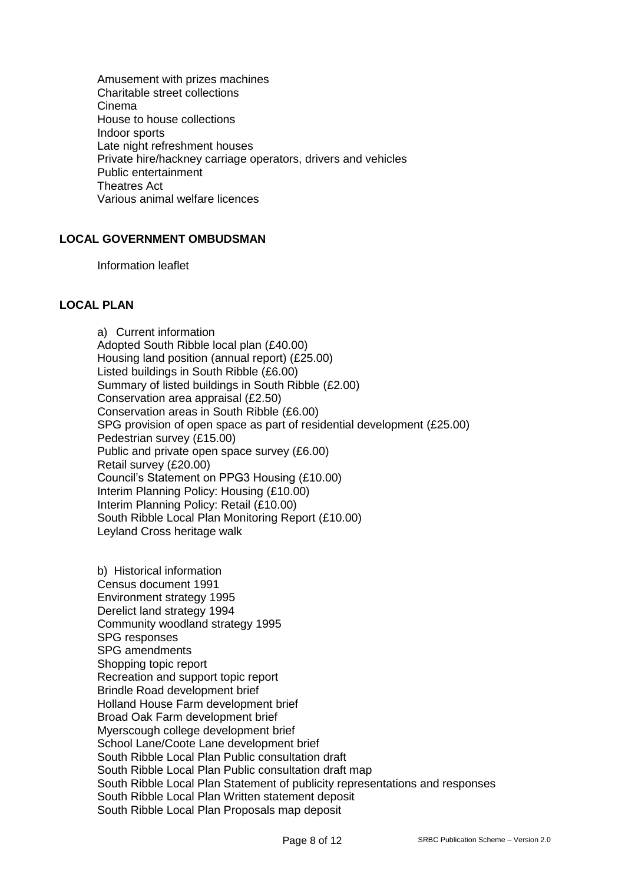Amusement with prizes machines
Charitable street collections
Cinema
House to house collections
Indoor sports
Late night refreshment houses
Private hire/hackney carriage operators, drivers and vehicles
Public entertainment
Theatres Act
Various animal welfare licences

## LOCAL GOVERNMENT OMBUDSMAN

Information leaflet

## LOCAL PLAN

a) Current information
Adopted South Ribble local plan (£40.00)
Housing land position (annual report) (£25.00)
Listed buildings in South Ribble (£6.00)
Summary of listed buildings in South Ribble (£2.00)
Conservation area appraisal (£2.50)
Conservation areas in South Ribble (£6.00)
SPG provision of open space as part of residential development (£25.00)
Pedestrian survey (£15.00)
Public and private open space survey (£6.00)
Retail survey (£20.00)
Council's Statement on PPG3 Housing (£10.00)
Interim Planning Policy: Housing (£10.00)
Interim Planning Policy: Retail (£10.00)
South Ribble Local Plan Monitoring Report (£10.00)
Leyland Cross heritage walk

b) Historical information
Census document 1991
Environment strategy 1995
Derelict land strategy 1994
Community woodland strategy 1995
SPG responses
SPG amendments
Shopping topic report
Recreation and support topic report
Brindle Road development brief
Holland House Farm development brief
Broad Oak Farm development brief
Myerscough college development brief
School Lane/Coote Lane development brief
South Ribble Local Plan Public consultation draft
South Ribble Local Plan Public consultation draft map
South Ribble Local Plan Statement of publicity representations and responses
South Ribble Local Plan Written statement deposit
South Ribble Local Plan Proposals map deposit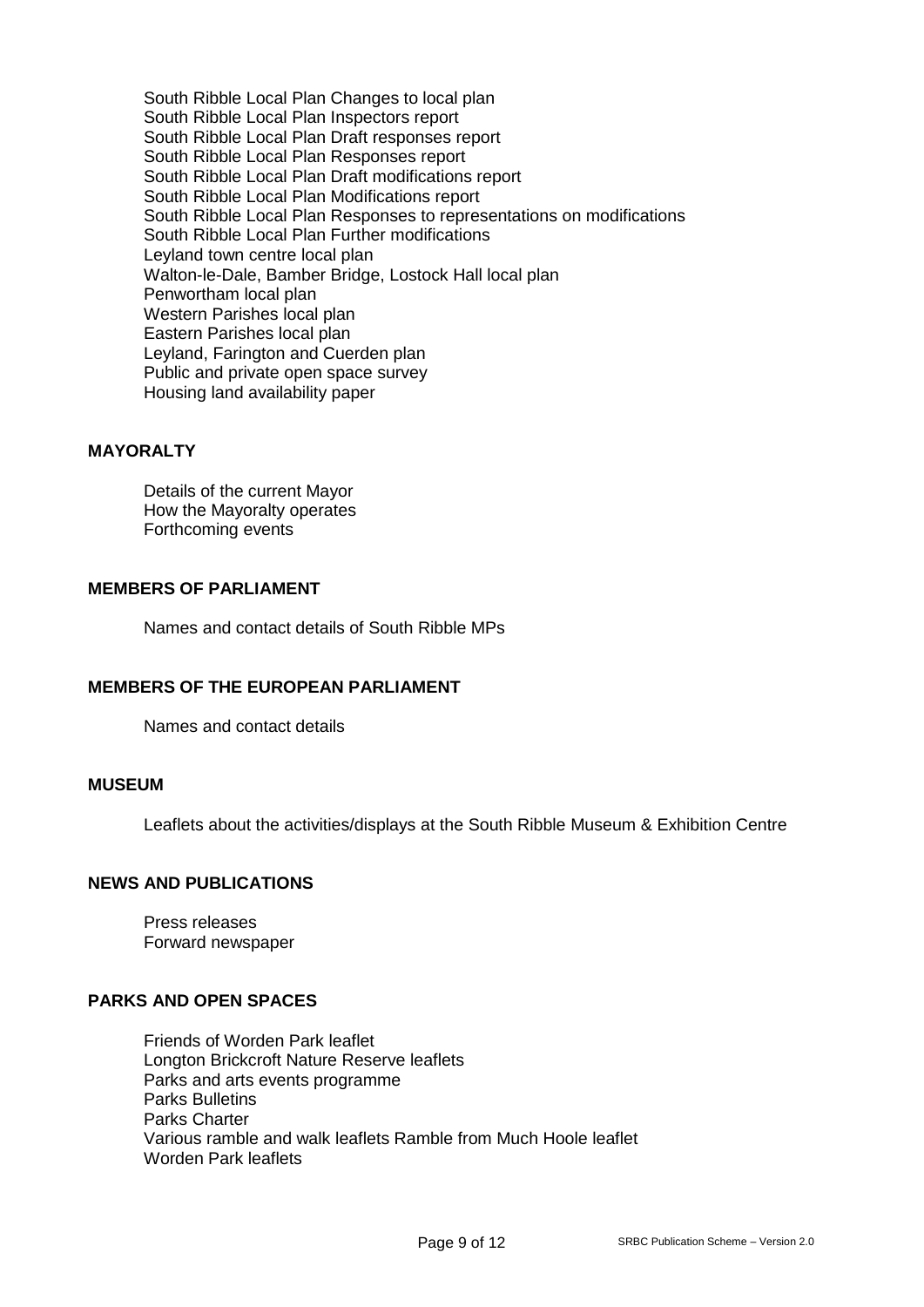South Ribble Local Plan Changes to local plan
South Ribble Local Plan Inspectors report
South Ribble Local Plan Draft responses report
South Ribble Local Plan Responses report
South Ribble Local Plan Draft modifications report
South Ribble Local Plan Modifications report
South Ribble Local Plan Responses to representations on modifications
South Ribble Local Plan Further modifications
Leyland town centre local plan
Walton-le-Dale, Bamber Bridge, Lostock Hall local plan
Penwortham local plan
Western Parishes local plan
Eastern Parishes local plan
Leyland, Farington and Cuerden plan
Public and private open space survey
Housing land availability paper

**MAYORALTY**

Details of the current Mayor
How the Mayoralty operates
Forthcoming events

**MEMBERS OF PARLIAMENT**

Names and contact details of South Ribble MPs

**MEMBERS OF THE EUROPEAN PARLIAMENT**

Names and contact details

**MUSEUM**

Leaflets about the activities/displays at the South Ribble Museum & Exhibition Centre

**NEWS AND PUBLICATIONS**

Press releases
Forward newspaper

**PARKS AND OPEN SPACES**

Friends of Worden Park leaflet
Longton Brickcroft Nature Reserve leaflets
Parks and arts events programme
Parks Bulletins
Parks Charter
Various ramble and walk leaflets Ramble from Much Hoole leaflet
Worden Park leaflets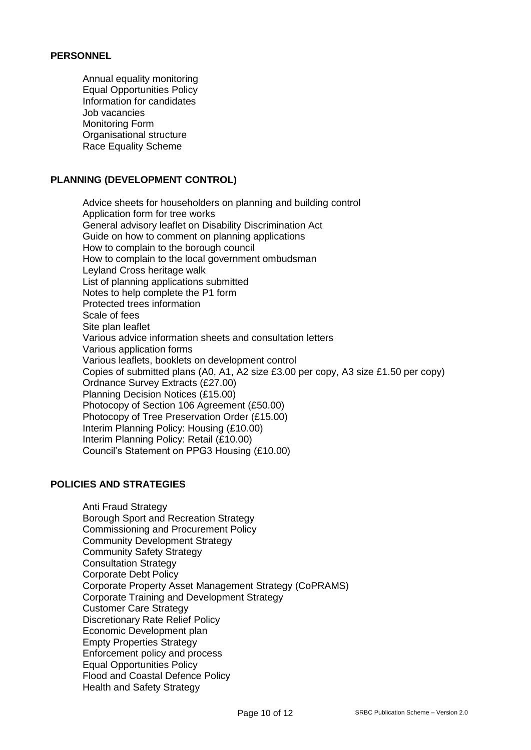## PERSONNEL

- Annual equality monitoring
- Equal Opportunities Policy
- Information for candidates
- Job vacancies
- Monitoring Form
- Organisational structure
- Race Equality Scheme

## PLANNING (DEVELOPMENT CONTROL)

- Advice sheets for householders on planning and building control
- Application form for tree works
- General advisory leaflet on Disability Discrimination Act
- Guide on how to comment on planning applications
- How to complain to the borough council
- How to complain to the local government ombudsman
- Leyland Cross heritage walk
- List of planning applications submitted
- Notes to help complete the P1 form
- Protected trees information
- Scale of fees
- Site plan leaflet
- Various advice information sheets and consultation letters
- Various application forms
- Various leaflets, booklets on development control
- Copies of submitted plans (A0, A1, A2 size £3.00 per copy, A3 size £1.50 per copy)
- Ordnance Survey Extracts (£27.00)
- Planning Decision Notices (£15.00)
- Photocopy of Section 106 Agreement (£50.00)
- Photocopy of Tree Preservation Order (£15.00)
- Interim Planning Policy: Housing (£10.00)
- Interim Planning Policy: Retail (£10.00)
- Council's Statement on PPG3 Housing (£10.00)

## POLICIES AND STRATEGIES

- Anti Fraud Strategy
- Borough Sport and Recreation Strategy
- Commissioning and Procurement Policy
- Community Development Strategy
- Community Safety Strategy
- Consultation Strategy
- Corporate Debt Policy
- Corporate Property Asset Management Strategy (CoPRAMS)
- Corporate Training and Development Strategy
- Customer Care Strategy
- Discretionary Rate Relief Policy
- Economic Development plan
- Empty Properties Strategy
- Enforcement policy and process
- Equal Opportunities Policy
- Flood and Coastal Defence Policy
- Health and Safety Strategy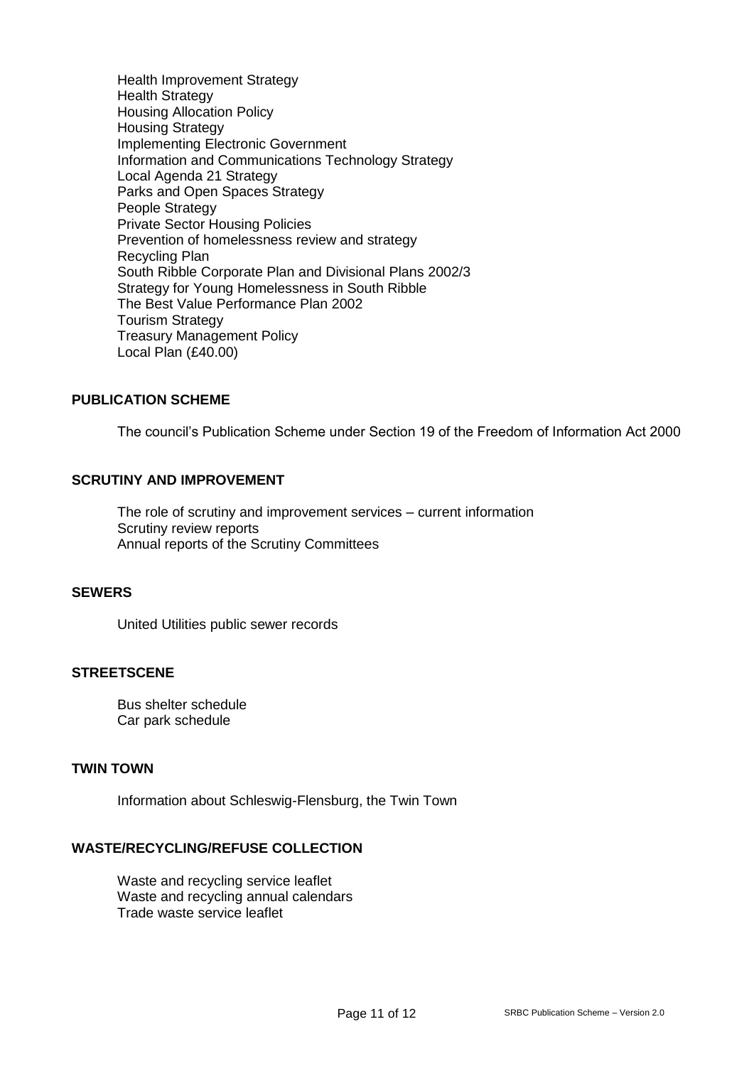Health Improvement Strategy
Health Strategy
Housing Allocation Policy
Housing Strategy
Implementing Electronic Government
Information and Communications Technology Strategy
Local Agenda 21 Strategy
Parks and Open Spaces Strategy
People Strategy
Private Sector Housing Policies
Prevention of homelessness review and strategy
Recycling Plan
South Ribble Corporate Plan and Divisional Plans 2002/3
Strategy for Young Homelessness in South Ribble
The Best Value Performance Plan 2002
Tourism Strategy
Treasury Management Policy
Local Plan (£40.00)

**PUBLICATION SCHEME**

The council's Publication Scheme under Section 19 of the Freedom of Information Act 2000

**SCRUTINY AND IMPROVEMENT**

The role of scrutiny and improvement services – current information
Scrutiny review reports
Annual reports of the Scrutiny Committees

**SEWERS**

United Utilities public sewer records

**STREETSCENE**

Bus shelter schedule
Car park schedule

**TWIN TOWN**

Information about Schleswig-Flensburg, the Twin Town

**WASTE/RECYCLING/REFUSE COLLECTION**

Waste and recycling service leaflet
Waste and recycling annual calendars
Trade waste service leaflet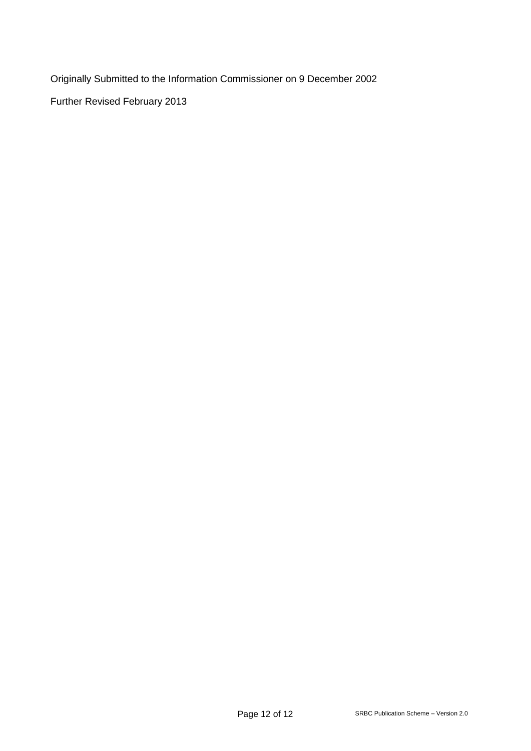Originally Submitted to the Information Commissioner on 9 December 2002

Further Revised February 2013